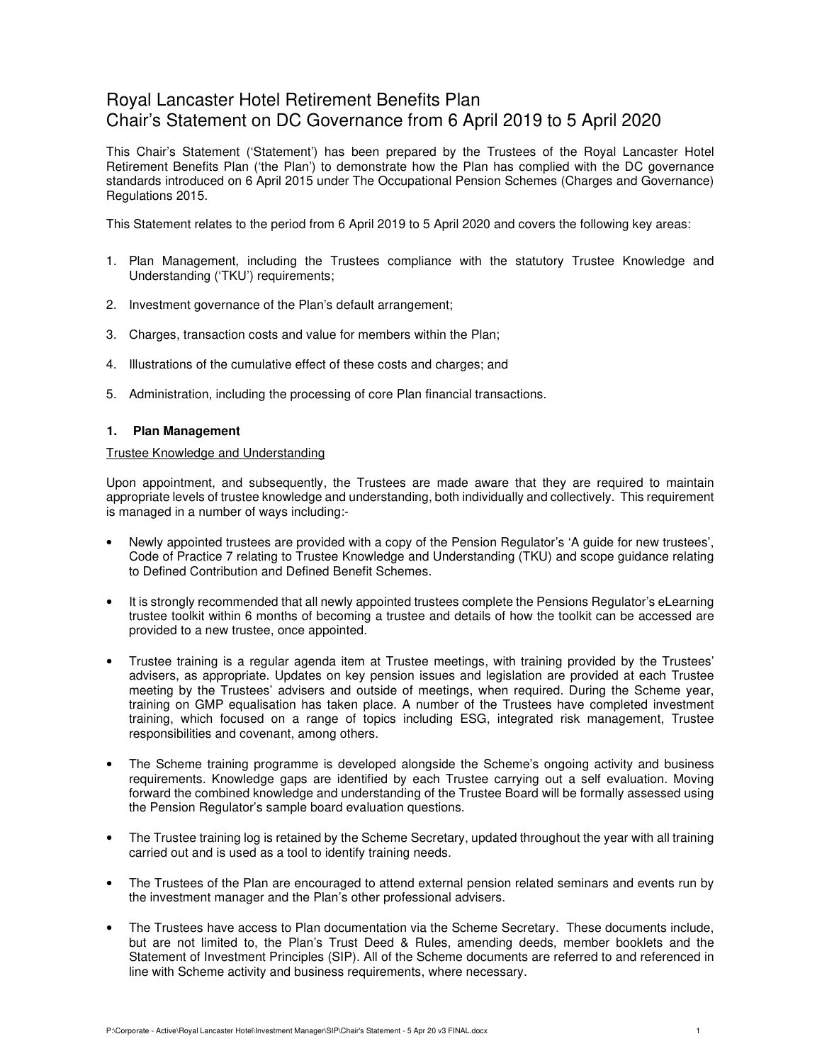# Royal Lancaster Hotel Retirement Benefits Plan
# Chair's Statement on DC Governance from 6 April 2019 to 5 April 2020

This Chair's Statement ('Statement') has been prepared by the Trustees of the Royal Lancaster Hotel Retirement Benefits Plan ('the Plan') to demonstrate how the Plan has complied with the DC governance standards introduced on 6 April 2015 under The Occupational Pension Schemes (Charges and Governance) Regulations 2015.

This Statement relates to the period from 6 April 2019 to 5 April 2020 and covers the following key areas:

1. Plan Management, including the Trustees compliance with the statutory Trustee Knowledge and Understanding ('TKU') requirements;
2. Investment governance of the Plan's default arrangement;
3. Charges, transaction costs and value for members within the Plan;
4. Illustrations of the cumulative effect of these costs and charges; and
5. Administration, including the processing of core Plan financial transactions.

## 1. Plan Management

Trustee Knowledge and Understanding

Upon appointment, and subsequently, the Trustees are made aware that they are required to maintain appropriate levels of trustee knowledge and understanding, both individually and collectively. This requirement is managed in a number of ways including:-

- Newly appointed trustees are provided with a copy of the Pension Regulator's 'A guide for new trustees', Code of Practice 7 relating to Trustee Knowledge and Understanding (TKU) and scope guidance relating to Defined Contribution and Defined Benefit Schemes.
- It is strongly recommended that all newly appointed trustees complete the Pensions Regulator's eLearning trustee toolkit within 6 months of becoming a trustee and details of how the toolkit can be accessed are provided to a new trustee, once appointed.
- Trustee training is a regular agenda item at Trustee meetings, with training provided by the Trustees' advisers, as appropriate. Updates on key pension issues and legislation are provided at each Trustee meeting by the Trustees' advisers and outside of meetings, when required. During the Scheme year, training on GMP equalisation has taken place. A number of the Trustees have completed investment training, which focused on a range of topics including ESG, integrated risk management, Trustee responsibilities and covenant, among others.
- The Scheme training programme is developed alongside the Scheme's ongoing activity and business requirements. Knowledge gaps are identified by each Trustee carrying out a self evaluation. Moving forward the combined knowledge and understanding of the Trustee Board will be formally assessed using the Pension Regulator's sample board evaluation questions.
- The Trustee training log is retained by the Scheme Secretary, updated throughout the year with all training carried out and is used as a tool to identify training needs.
- The Trustees of the Plan are encouraged to attend external pension related seminars and events run by the investment manager and the Plan's other professional advisers.
- The Trustees have access to Plan documentation via the Scheme Secretary. These documents include, but are not limited to, the Plan's Trust Deed & Rules, amending deeds, member booklets and the Statement of Investment Principles (SIP). All of the Scheme documents are referred to and referenced in line with Scheme activity and business requirements, where necessary.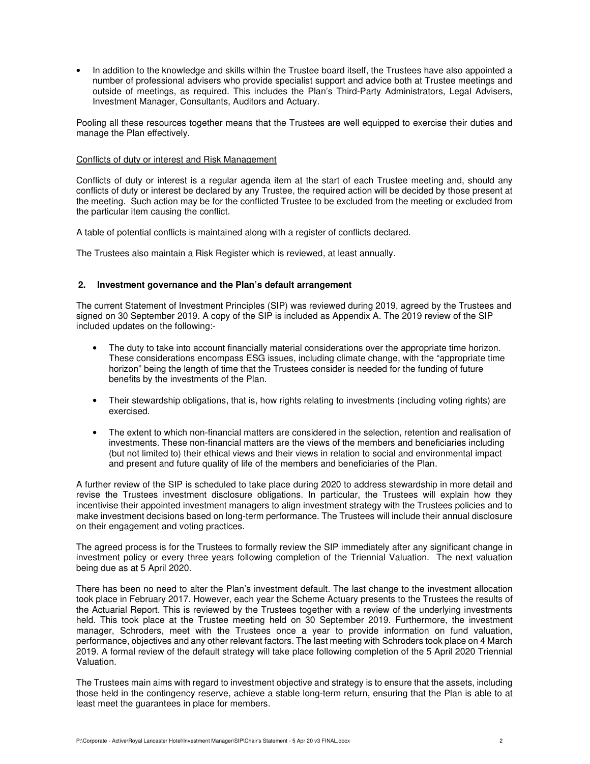- In addition to the knowledge and skills within the Trustee board itself, the Trustees have also appointed a number of professional advisers who provide specialist support and advice both at Trustee meetings and outside of meetings, as required. This includes the Plan's Third-Party Administrators, Legal Advisers, Investment Manager, Consultants, Auditors and Actuary.

Pooling all these resources together means that the Trustees are well equipped to exercise their duties and manage the Plan effectively.

Conflicts of duty or interest and Risk Management

Conflicts of duty or interest is a regular agenda item at the start of each Trustee meeting and, should any conflicts of duty or interest be declared by any Trustee, the required action will be decided by those present at the meeting. Such action may be for the conflicted Trustee to be excluded from the meeting or excluded from the particular item causing the conflict.

A table of potential conflicts is maintained along with a register of conflicts declared.

The Trustees also maintain a Risk Register which is reviewed, at least annually.

## 2. Investment governance and the Plan's default arrangement

The current Statement of Investment Principles (SIP) was reviewed during 2019, agreed by the Trustees and signed on 30 September 2019. A copy of the SIP is included as Appendix A. The 2019 review of the SIP included updates on the following:-

- The duty to take into account financially material considerations over the appropriate time horizon. These considerations encompass ESG issues, including climate change, with the "appropriate time horizon" being the length of time that the Trustees consider is needed for the funding of future benefits by the investments of the Plan.
- Their stewardship obligations, that is, how rights relating to investments (including voting rights) are exercised.
- The extent to which non-financial matters are considered in the selection, retention and realisation of investments. These non-financial matters are the views of the members and beneficiaries including (but not limited to) their ethical views and their views in relation to social and environmental impact and present and future quality of life of the members and beneficiaries of the Plan.

A further review of the SIP is scheduled to take place during 2020 to address stewardship in more detail and revise the Trustees investment disclosure obligations. In particular, the Trustees will explain how they incentivise their appointed investment managers to align investment strategy with the Trustees policies and to make investment decisions based on long-term performance. The Trustees will include their annual disclosure on their engagement and voting practices.

The agreed process is for the Trustees to formally review the SIP immediately after any significant change in investment policy or every three years following completion of the Triennial Valuation. The next valuation being due as at 5 April 2020.

There has been no need to alter the Plan's investment default. The last change to the investment allocation took place in February 2017. However, each year the Scheme Actuary presents to the Trustees the results of the Actuarial Report. This is reviewed by the Trustees together with a review of the underlying investments held. This took place at the Trustee meeting held on 30 September 2019. Furthermore, the investment manager, Schroders, meet with the Trustees once a year to provide information on fund valuation, performance, objectives and any other relevant factors. The last meeting with Schroders took place on 4 March 2019. A formal review of the default strategy will take place following completion of the 5 April 2020 Triennial Valuation.

The Trustees main aims with regard to investment objective and strategy is to ensure that the assets, including those held in the contingency reserve, achieve a stable long-term return, ensuring that the Plan is able to at least meet the guarantees in place for members.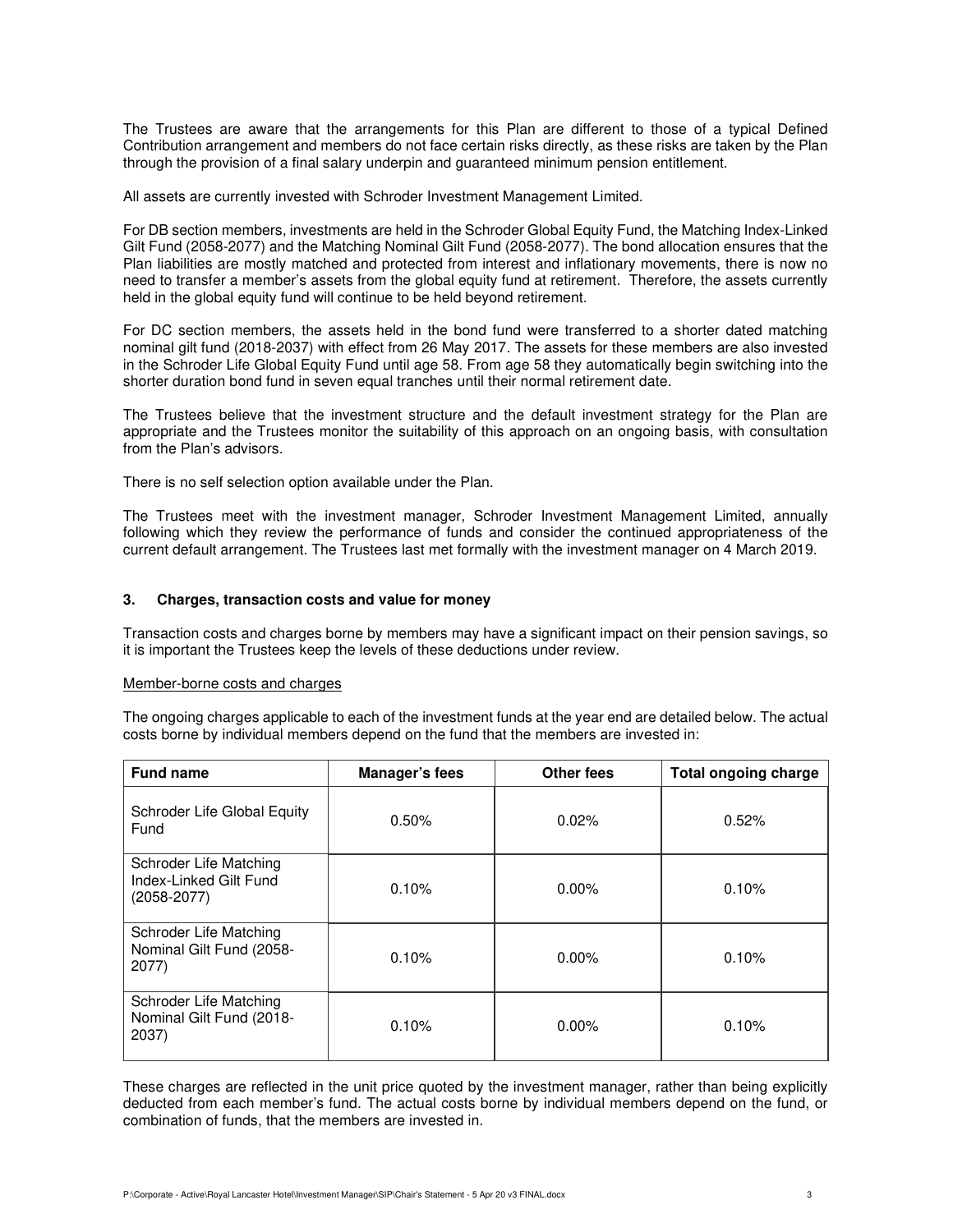The Trustees are aware that the arrangements for this Plan are different to those of a typical Defined Contribution arrangement and members do not face certain risks directly, as these risks are taken by the Plan through the provision of a final salary underpin and guaranteed minimum pension entitlement.

All assets are currently invested with Schroder Investment Management Limited.

For DB section members, investments are held in the Schroder Global Equity Fund, the Matching Index-Linked Gilt Fund (2058-2077) and the Matching Nominal Gilt Fund (2058-2077). The bond allocation ensures that the Plan liabilities are mostly matched and protected from interest and inflationary movements, there is now no need to transfer a member's assets from the global equity fund at retirement. Therefore, the assets currently held in the global equity fund will continue to be held beyond retirement.

For DC section members, the assets held in the bond fund were transferred to a shorter dated matching nominal gilt fund (2018-2037) with effect from 26 May 2017. The assets for these members are also invested in the Schroder Life Global Equity Fund until age 58. From age 58 they automatically begin switching into the shorter duration bond fund in seven equal tranches until their normal retirement date.

The Trustees believe that the investment structure and the default investment strategy for the Plan are appropriate and the Trustees monitor the suitability of this approach on an ongoing basis, with consultation from the Plan's advisors.

There is no self selection option available under the Plan.

The Trustees meet with the investment manager, Schroder Investment Management Limited, annually following which they review the performance of funds and consider the continued appropriateness of the current default arrangement. The Trustees last met formally with the investment manager on 4 March 2019.

## 3. Charges, transaction costs and value for money

Transaction costs and charges borne by members may have a significant impact on their pension savings, so it is important the Trustees keep the levels of these deductions under review.

### Member-borne costs and charges

The ongoing charges applicable to each of the investment funds at the year end are detailed below. The actual costs borne by individual members depend on the fund that the members are invested in:

| Fund name | Manager's fees | Other fees | Total ongoing charge |
|---|---|---|---|
| Schroder Life Global Equity Fund | 0.50% | 0.02% | 0.52% |
| Schroder Life Matching Index-Linked Gilt Fund (2058-2077) | 0.10% | 0.00% | 0.10% |
| Schroder Life Matching Nominal Gilt Fund (2058-2077) | 0.10% | 0.00% | 0.10% |
| Schroder Life Matching Nominal Gilt Fund (2018-2037) | 0.10% | 0.00% | 0.10% |

These charges are reflected in the unit price quoted by the investment manager, rather than being explicitly deducted from each member's fund. The actual costs borne by individual members depend on the fund, or combination of funds, that the members are invested in.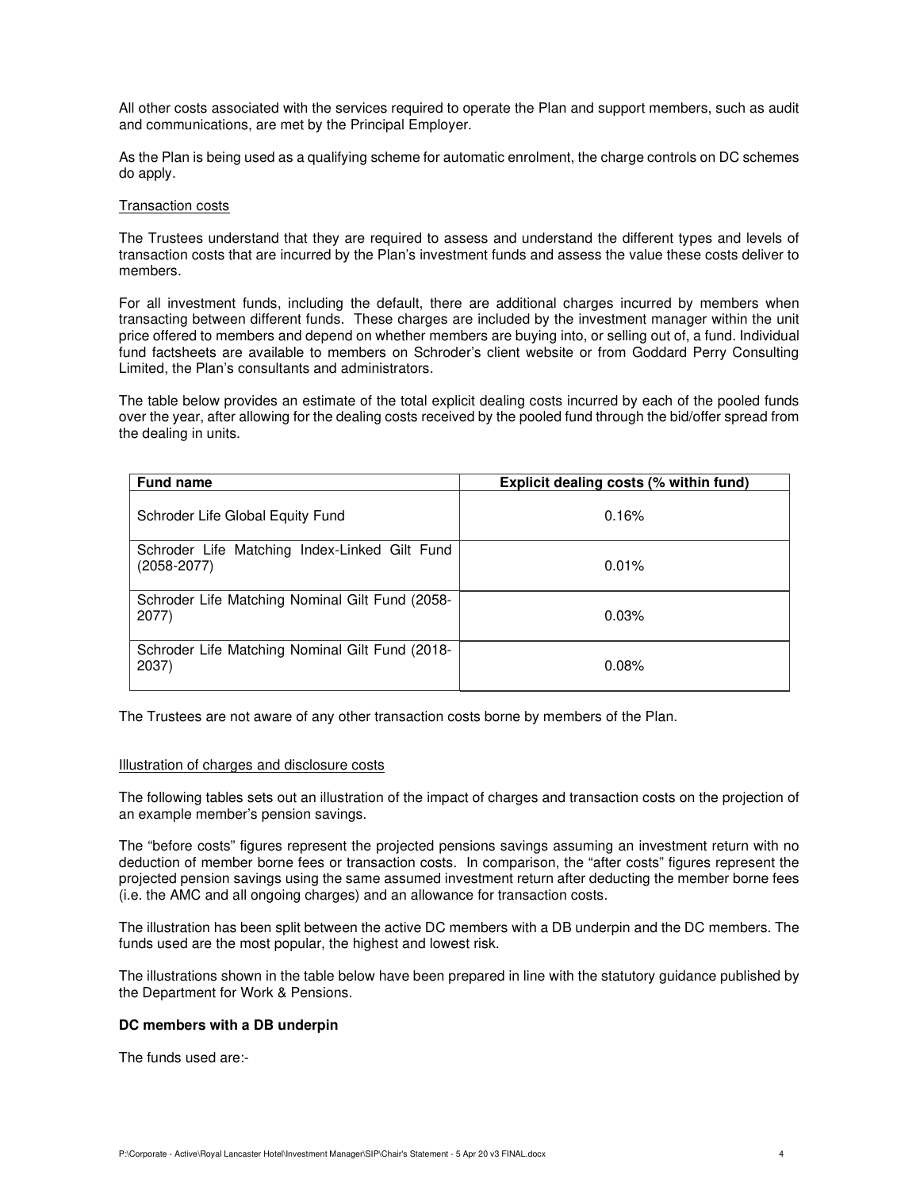All other costs associated with the services required to operate the Plan and support members, such as audit and communications, are met by the Principal Employer.

As the Plan is being used as a qualifying scheme for automatic enrolment, the charge controls on DC schemes do apply.

<u>Transaction costs</u>

The Trustees understand that they are required to assess and understand the different types and levels of transaction costs that are incurred by the Plan's investment funds and assess the value these costs deliver to members.

For all investment funds, including the default, there are additional charges incurred by members when transacting between different funds. These charges are included by the investment manager within the unit price offered to members and depend on whether members are buying into, or selling out of, a fund. Individual fund factsheets are available to members on Schroder's client website or from Goddard Perry Consulting Limited, the Plan's consultants and administrators.

The table below provides an estimate of the total explicit dealing costs incurred by each of the pooled funds over the year, after allowing for the dealing costs received by the pooled fund through the bid/offer spread from the dealing in units.

| Fund name | Explicit dealing costs (% within fund) |
|---|---|
| Schroder Life Global Equity Fund | 0.16% |
| Schroder Life Matching Index-Linked Gilt Fund (2058-2077) | 0.01% |
| Schroder Life Matching Nominal Gilt Fund (2058-2077) | 0.03% |
| Schroder Life Matching Nominal Gilt Fund (2018-2037) | 0.08% |

The Trustees are not aware of any other transaction costs borne by members of the Plan.

<u>Illustration of charges and disclosure costs</u>

The following tables sets out an illustration of the impact of charges and transaction costs on the projection of an example member's pension savings.

The "before costs" figures represent the projected pensions savings assuming an investment return with no deduction of member borne fees or transaction costs. In comparison, the "after costs" figures represent the projected pension savings using the same assumed investment return after deducting the member borne fees (i.e. the AMC and all ongoing charges) and an allowance for transaction costs.

The illustration has been split between the active DC members with a DB underpin and the DC members. The funds used are the most popular, the highest and lowest risk.

The illustrations shown in the table below have been prepared in line with the statutory guidance published by the Department for Work & Pensions.

**DC members with a DB underpin**

The funds used are:-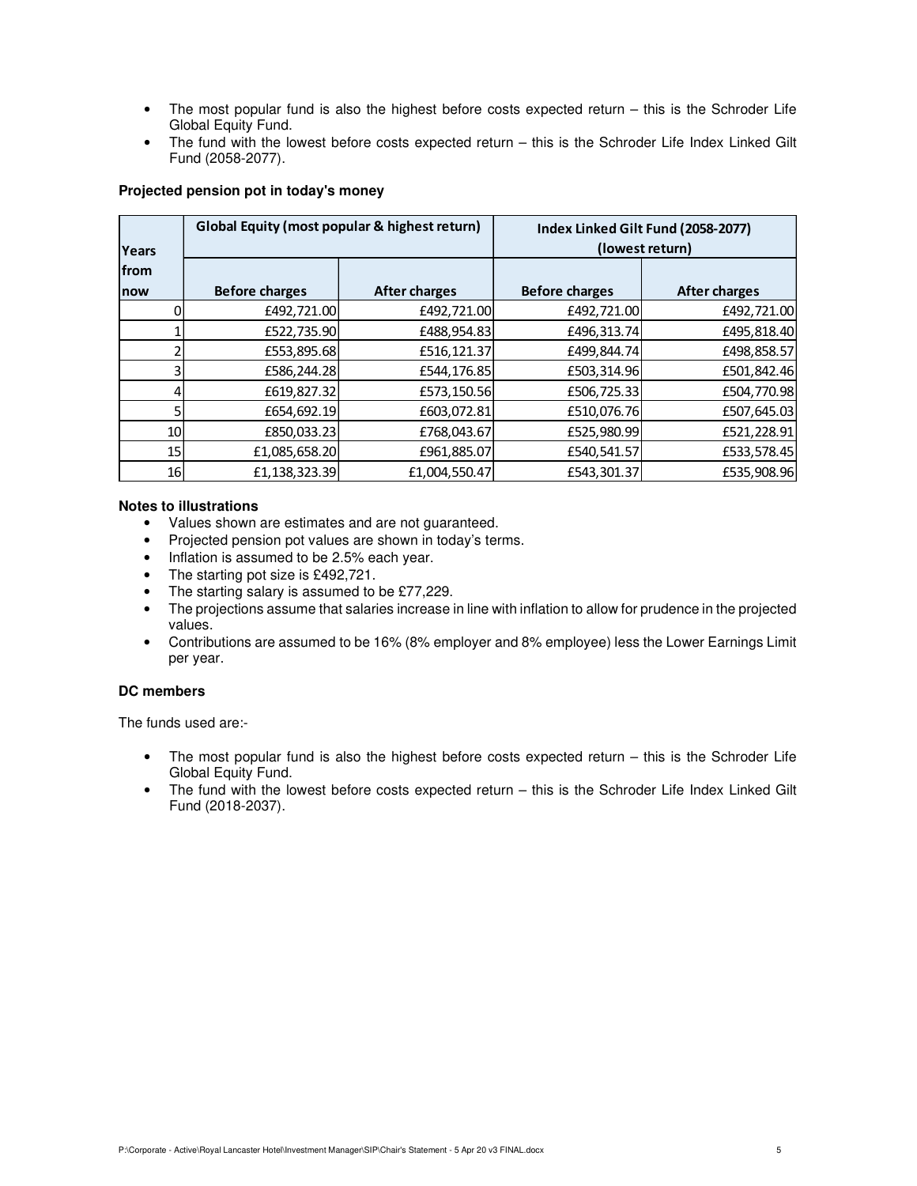- The most popular fund is also the highest before costs expected return – this is the Schroder Life Global Equity Fund.
- The fund with the lowest before costs expected return – this is the Schroder Life Index Linked Gilt Fund (2058-2077).

**Projected pension pot in today's money**

| Years from now | Global Equity (most popular & highest return) | | Index Linked Gilt Fund (2058-2077) (lowest return) | |
|---|---|---|---|---|
| | Before charges | After charges | Before charges | After charges |
| 0 | £492,721.00 | £492,721.00 | £492,721.00 | £492,721.00 |
| 1 | £522,735.90 | £488,954.83 | £496,313.74 | £495,818.40 |
| 2 | £553,895.68 | £516,121.37 | £499,844.74 | £498,858.57 |
| 3 | £586,244.28 | £544,176.85 | £503,314.96 | £501,842.46 |
| 4 | £619,827.32 | £573,150.56 | £506,725.33 | £504,770.98 |
| 5 | £654,692.19 | £603,072.81 | £510,076.76 | £507,645.03 |
| 10 | £850,033.23 | £768,043.67 | £525,980.99 | £521,228.91 |
| 15 | £1,085,658.20 | £961,885.07 | £540,541.57 | £533,578.45 |
| 16 | £1,138,323.39 | £1,004,550.47 | £543,301.37 | £535,908.96 |

**Notes to illustrations**

- Values shown are estimates and are not guaranteed.
- Projected pension pot values are shown in today's terms.
- Inflation is assumed to be 2.5% each year.
- The starting pot size is £492,721.
- The starting salary is assumed to be £77,229.
- The projections assume that salaries increase in line with inflation to allow for prudence in the projected values.
- Contributions are assumed to be 16% (8% employer and 8% employee) less the Lower Earnings Limit per year.

**DC members**

The funds used are:-

- The most popular fund is also the highest before costs expected return – this is the Schroder Life Global Equity Fund.
- The fund with the lowest before costs expected return – this is the Schroder Life Index Linked Gilt Fund (2018-2037).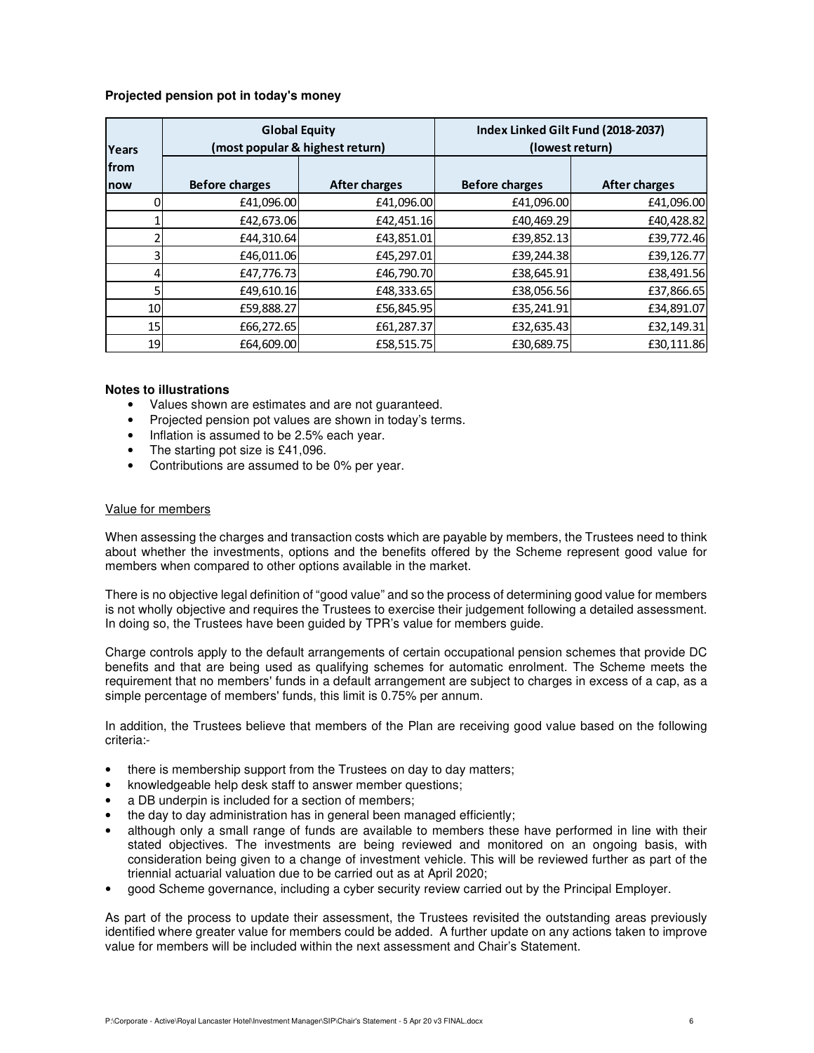**Projected pension pot in today's money**

| Years from now | Global Equity (most popular & highest return) | | Index Linked Gilt Fund (2018-2037) (lowest return) | |
|---|---|---|---|---|
| | Before charges | After charges | Before charges | After charges |
| 0 | £41,096.00 | £41,096.00 | £41,096.00 | £41,096.00 |
| 1 | £42,673.06 | £42,451.16 | £40,469.29 | £40,428.82 |
| 2 | £44,310.64 | £43,851.01 | £39,852.13 | £39,772.46 |
| 3 | £46,011.06 | £45,297.01 | £39,244.38 | £39,126.77 |
| 4 | £47,776.73 | £46,790.70 | £38,645.91 | £38,491.56 |
| 5 | £49,610.16 | £48,333.65 | £38,056.56 | £37,866.65 |
| 10 | £59,888.27 | £56,845.95 | £35,241.91 | £34,891.07 |
| 15 | £66,272.65 | £61,287.37 | £32,635.43 | £32,149.31 |
| 19 | £64,609.00 | £58,515.75 | £30,689.75 | £30,111.86 |

**Notes to illustrations**

- Values shown are estimates and are not guaranteed.
- Projected pension pot values are shown in today's terms.
- Inflation is assumed to be 2.5% each year.
- The starting pot size is £41,096.
- Contributions are assumed to be 0% per year.

Value for members

When assessing the charges and transaction costs which are payable by members, the Trustees need to think about whether the investments, options and the benefits offered by the Scheme represent good value for members when compared to other options available in the market.

There is no objective legal definition of "good value" and so the process of determining good value for members is not wholly objective and requires the Trustees to exercise their judgement following a detailed assessment. In doing so, the Trustees have been guided by TPR's value for members guide.

Charge controls apply to the default arrangements of certain occupational pension schemes that provide DC benefits and that are being used as qualifying schemes for automatic enrolment. The Scheme meets the requirement that no members' funds in a default arrangement are subject to charges in excess of a cap, as a simple percentage of members' funds, this limit is 0.75% per annum.

In addition, the Trustees believe that members of the Plan are receiving good value based on the following criteria:-

- there is membership support from the Trustees on day to day matters;
- knowledgeable help desk staff to answer member questions;
- a DB underpin is included for a section of members;
- the day to day administration has in general been managed efficiently;
- although only a small range of funds are available to members these have performed in line with their stated objectives. The investments are being reviewed and monitored on an ongoing basis, with consideration being given to a change of investment vehicle. This will be reviewed further as part of the triennial actuarial valuation due to be carried out as at April 2020;
- good Scheme governance, including a cyber security review carried out by the Principal Employer.

As part of the process to update their assessment, the Trustees revisited the outstanding areas previously identified where greater value for members could be added. A further update on any actions taken to improve value for members will be included within the next assessment and Chair's Statement.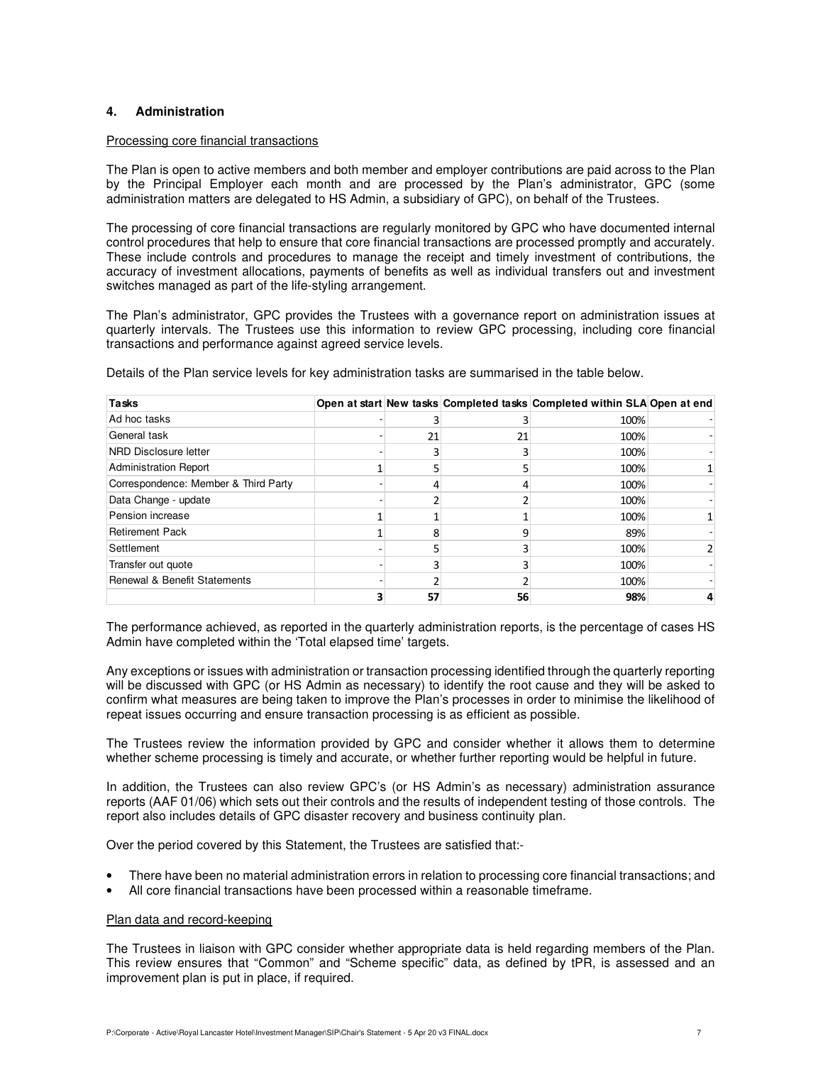## 4. Administration

Processing core financial transactions

The Plan is open to active members and both member and employer contributions are paid across to the Plan by the Principal Employer each month and are processed by the Plan's administrator, GPC (some administration matters are delegated to HS Admin, a subsidiary of GPC), on behalf of the Trustees.

The processing of core financial transactions are regularly monitored by GPC who have documented internal control procedures that help to ensure that core financial transactions are processed promptly and accurately. These include controls and procedures to manage the receipt and timely investment of contributions, the accuracy of investment allocations, payments of benefits as well as individual transfers out and investment switches managed as part of the life-styling arrangement.

The Plan's administrator, GPC provides the Trustees with a governance report on administration issues at quarterly intervals. The Trustees use this information to review GPC processing, including core financial transactions and performance against agreed service levels.

Details of the Plan service levels for key administration tasks are summarised in the table below.

| Tasks | Open at start | New tasks | Completed tasks | Completed within SLA | Open at end |
|---|---|---|---|---|---|
| Ad hoc tasks | - | 3 | 3 | 100% | - |
| General task | - | 21 | 21 | 100% | - |
| NRD Disclosure letter | - | 3 | 3 | 100% | - |
| Administration Report | 1 | 5 | 5 | 100% | 1 |
| Correspondence: Member & Third Party | - | 4 | 4 | 100% | - |
| Data Change - update | - | 2 | 2 | 100% | - |
| Pension increase | 1 | 1 | 1 | 100% | 1 |
| Retirement Pack | 1 | 8 | 9 | 89% | - |
| Settlement | - | 5 | 3 | 100% | 2 |
| Transfer out quote | - | 3 | 3 | 100% | - |
| Renewal & Benefit Statements | - | 2 | 2 | 100% | - |
| | **3** | **57** | **56** | **98%** | **4** |

The performance achieved, as reported in the quarterly administration reports, is the percentage of cases HS Admin have completed within the 'Total elapsed time' targets.

Any exceptions or issues with administration or transaction processing identified through the quarterly reporting will be discussed with GPC (or HS Admin as necessary) to identify the root cause and they will be asked to confirm what measures are being taken to improve the Plan's processes in order to minimise the likelihood of repeat issues occurring and ensure transaction processing is as efficient as possible.

The Trustees review the information provided by GPC and consider whether it allows them to determine whether scheme processing is timely and accurate, or whether further reporting would be helpful in future.

In addition, the Trustees can also review GPC's (or HS Admin's as necessary) administration assurance reports (AAF 01/06) which sets out their controls and the results of independent testing of those controls. The report also includes details of GPC disaster recovery and business continuity plan.

Over the period covered by this Statement, the Trustees are satisfied that:-

- There have been no material administration errors in relation to processing core financial transactions; and
- All core financial transactions have been processed within a reasonable timeframe.

Plan data and record-keeping

The Trustees in liaison with GPC consider whether appropriate data is held regarding members of the Plan. This review ensures that "Common" and "Scheme specific" data, as defined by tPR, is assessed and an improvement plan is put in place, if required.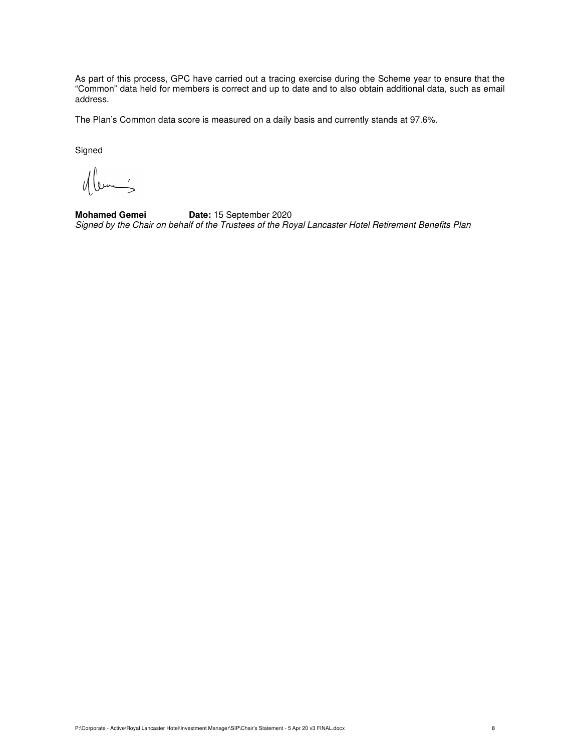As part of this process, GPC have carried out a tracing exercise during the Scheme year to ensure that the "Common" data held for members is correct and up to date and to also obtain additional data, such as email address.

The Plan's Common data score is measured on a daily basis and currently stands at 97.6%.

Signed

**Mohamed Gemei** **Date:** 15 September 2020

*Signed by the Chair on behalf of the Trustees of the Royal Lancaster Hotel Retirement Benefits Plan*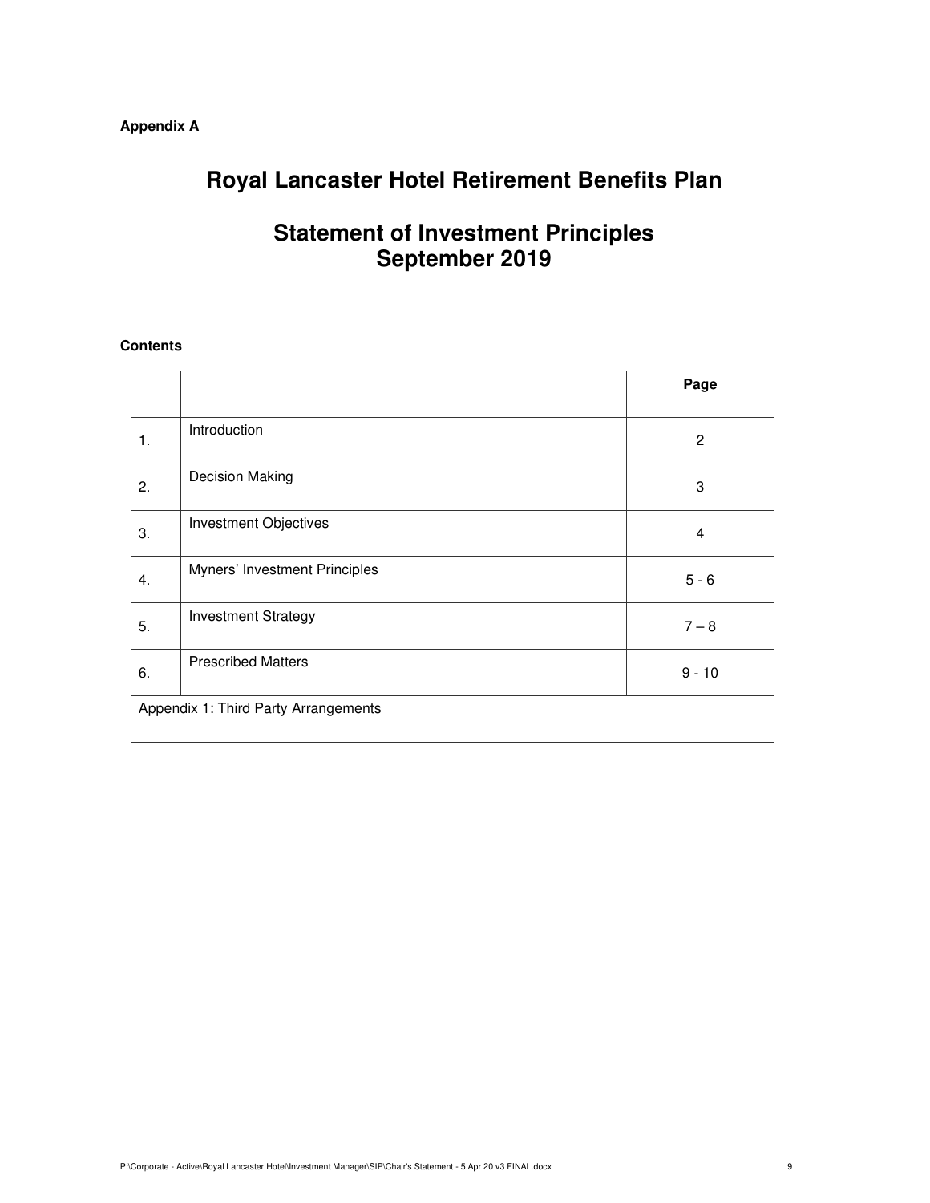**Appendix A**

# Royal Lancaster Hotel Retirement Benefits Plan

## Statement of Investment Principles
## September 2019

**Contents**

| | | **Page** |
|---|---|---|
| 1. | Introduction | 2 |
| 2. | Decision Making | 3 |
| 3. | Investment Objectives | 4 |
| 4. | Myners' Investment Principles | 5 - 6 |
| 5. | Investment Strategy | 7 – 8 |
| 6. | Prescribed Matters | 9 - 10 |
| Appendix 1: Third Party Arrangements | | |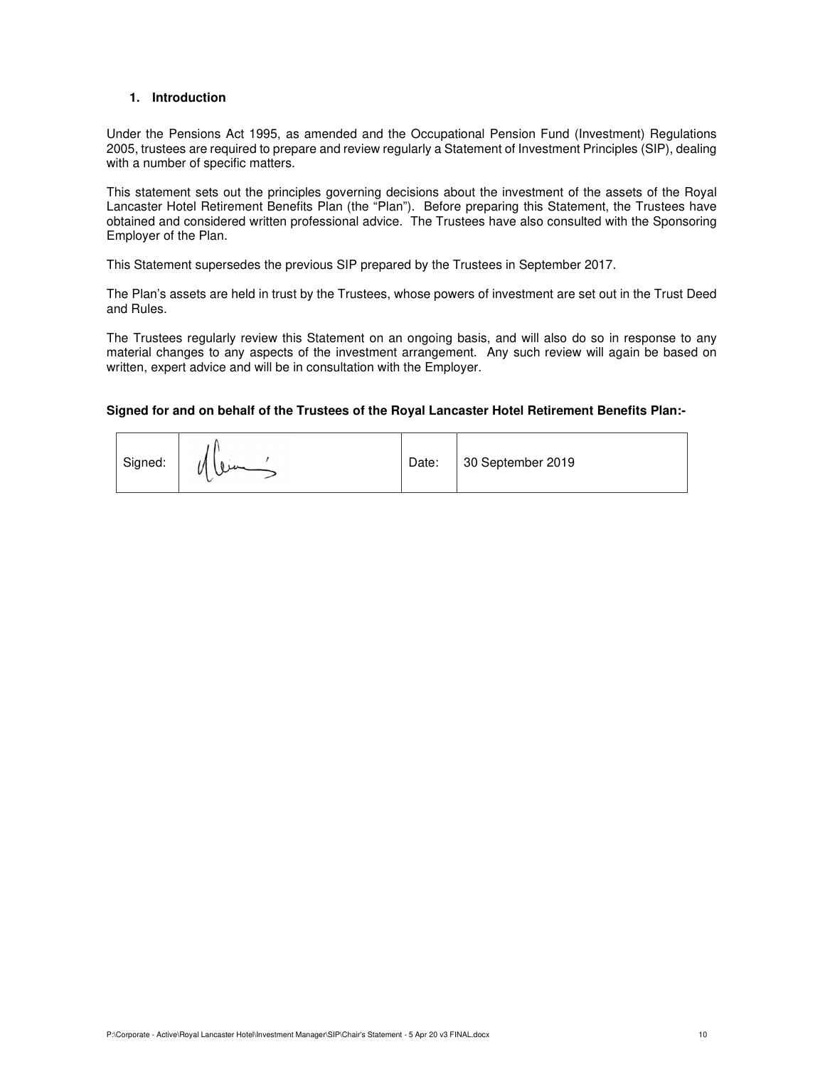## 1. Introduction

Under the Pensions Act 1995, as amended and the Occupational Pension Fund (Investment) Regulations 2005, trustees are required to prepare and review regularly a Statement of Investment Principles (SIP), dealing with a number of specific matters.

This statement sets out the principles governing decisions about the investment of the assets of the Royal Lancaster Hotel Retirement Benefits Plan (the "Plan"). Before preparing this Statement, the Trustees have obtained and considered written professional advice. The Trustees have also consulted with the Sponsoring Employer of the Plan.

This Statement supersedes the previous SIP prepared by the Trustees in September 2017.

The Plan's assets are held in trust by the Trustees, whose powers of investment are set out in the Trust Deed and Rules.

The Trustees regularly review this Statement on an ongoing basis, and will also do so in response to any material changes to any aspects of the investment arrangement. Any such review will again be based on written, expert advice and will be in consultation with the Employer.

**Signed for and on behalf of the Trustees of the Royal Lancaster Hotel Retirement Benefits Plan:-**

| Signed: | [signature] | Date: | 30 September 2019 |
| --- | --- | --- | --- |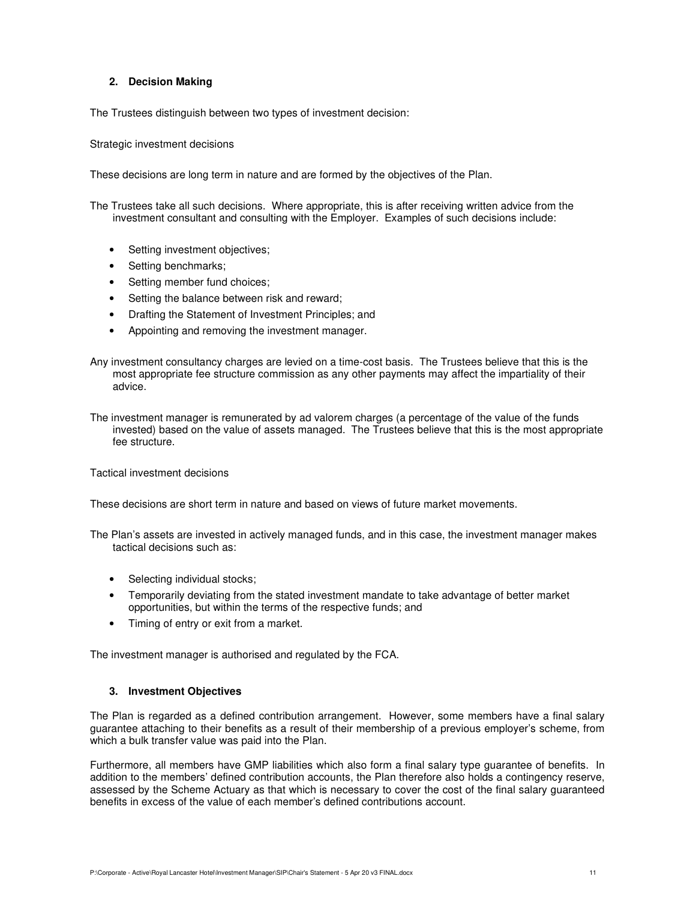## 2. Decision Making

The Trustees distinguish between two types of investment decision:

Strategic investment decisions

These decisions are long term in nature and are formed by the objectives of the Plan.

The Trustees take all such decisions. Where appropriate, this is after receiving written advice from the investment consultant and consulting with the Employer. Examples of such decisions include:

- Setting investment objectives;
- Setting benchmarks;
- Setting member fund choices;
- Setting the balance between risk and reward;
- Drafting the Statement of Investment Principles; and
- Appointing and removing the investment manager.

Any investment consultancy charges are levied on a time-cost basis. The Trustees believe that this is the most appropriate fee structure commission as any other payments may affect the impartiality of their advice.

The investment manager is remunerated by ad valorem charges (a percentage of the value of the funds invested) based on the value of assets managed. The Trustees believe that this is the most appropriate fee structure.

Tactical investment decisions

These decisions are short term in nature and based on views of future market movements.

The Plan's assets are invested in actively managed funds, and in this case, the investment manager makes tactical decisions such as:

- Selecting individual stocks;
- Temporarily deviating from the stated investment mandate to take advantage of better market opportunities, but within the terms of the respective funds; and
- Timing of entry or exit from a market.

The investment manager is authorised and regulated by the FCA.

## 3. Investment Objectives

The Plan is regarded as a defined contribution arrangement. However, some members have a final salary guarantee attaching to their benefits as a result of their membership of a previous employer's scheme, from which a bulk transfer value was paid into the Plan.

Furthermore, all members have GMP liabilities which also form a final salary type guarantee of benefits. In addition to the members' defined contribution accounts, the Plan therefore also holds a contingency reserve, assessed by the Scheme Actuary as that which is necessary to cover the cost of the final salary guaranteed benefits in excess of the value of each member's defined contributions account.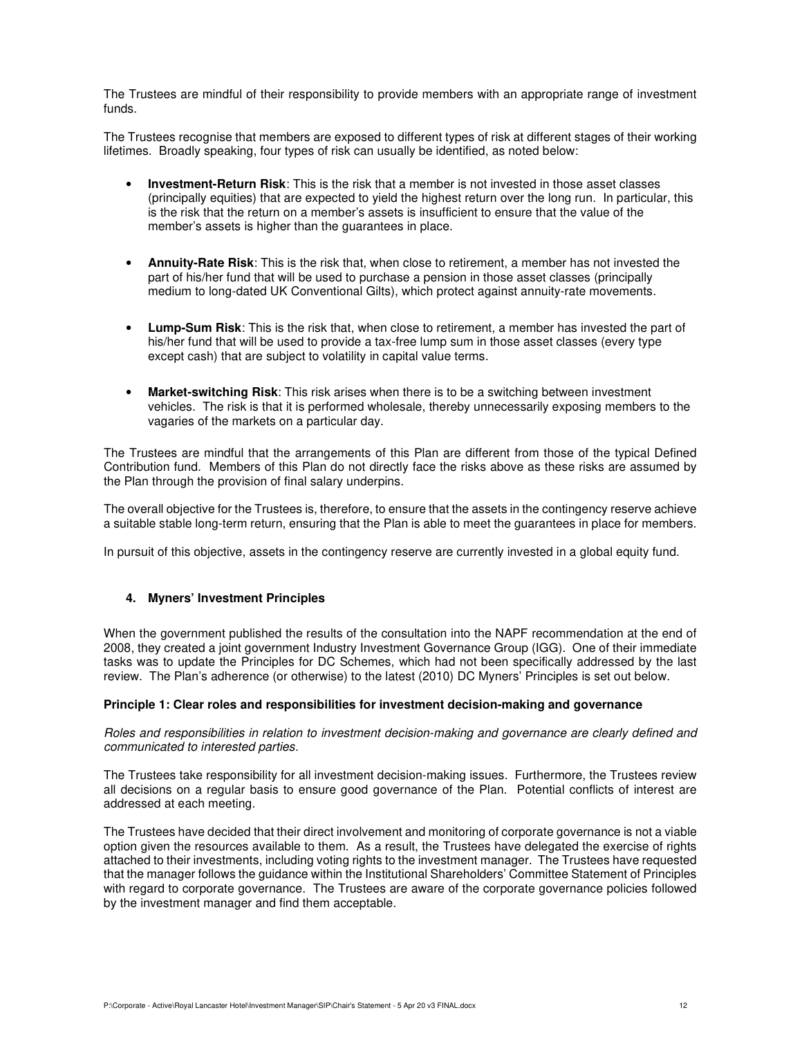The Trustees are mindful of their responsibility to provide members with an appropriate range of investment funds.

The Trustees recognise that members are exposed to different types of risk at different stages of their working lifetimes. Broadly speaking, four types of risk can usually be identified, as noted below:

- **Investment-Return Risk**: This is the risk that a member is not invested in those asset classes (principally equities) that are expected to yield the highest return over the long run. In particular, this is the risk that the return on a member's assets is insufficient to ensure that the value of the member's assets is higher than the guarantees in place.

- **Annuity-Rate Risk**: This is the risk that, when close to retirement, a member has not invested the part of his/her fund that will be used to purchase a pension in those asset classes (principally medium to long-dated UK Conventional Gilts), which protect against annuity-rate movements.

- **Lump-Sum Risk**: This is the risk that, when close to retirement, a member has invested the part of his/her fund that will be used to provide a tax-free lump sum in those asset classes (every type except cash) that are subject to volatility in capital value terms.

- **Market-switching Risk**: This risk arises when there is to be a switching between investment vehicles. The risk is that it is performed wholesale, thereby unnecessarily exposing members to the vagaries of the markets on a particular day.

The Trustees are mindful that the arrangements of this Plan are different from those of the typical Defined Contribution fund. Members of this Plan do not directly face the risks above as these risks are assumed by the Plan through the provision of final salary underpins.

The overall objective for the Trustees is, therefore, to ensure that the assets in the contingency reserve achieve a suitable stable long-term return, ensuring that the Plan is able to meet the guarantees in place for members.

In pursuit of this objective, assets in the contingency reserve are currently invested in a global equity fund.

## 4. Myners' Investment Principles

When the government published the results of the consultation into the NAPF recommendation at the end of 2008, they created a joint government Industry Investment Governance Group (IGG). One of their immediate tasks was to update the Principles for DC Schemes, which had not been specifically addressed by the last review. The Plan's adherence (or otherwise) to the latest (2010) DC Myners' Principles is set out below.

**Principle 1: Clear roles and responsibilities for investment decision-making and governance**

*Roles and responsibilities in relation to investment decision-making and governance are clearly defined and communicated to interested parties.*

The Trustees take responsibility for all investment decision-making issues. Furthermore, the Trustees review all decisions on a regular basis to ensure good governance of the Plan. Potential conflicts of interest are addressed at each meeting.

The Trustees have decided that their direct involvement and monitoring of corporate governance is not a viable option given the resources available to them. As a result, the Trustees have delegated the exercise of rights attached to their investments, including voting rights to the investment manager. The Trustees have requested that the manager follows the guidance within the Institutional Shareholders' Committee Statement of Principles with regard to corporate governance. The Trustees are aware of the corporate governance policies followed by the investment manager and find them acceptable.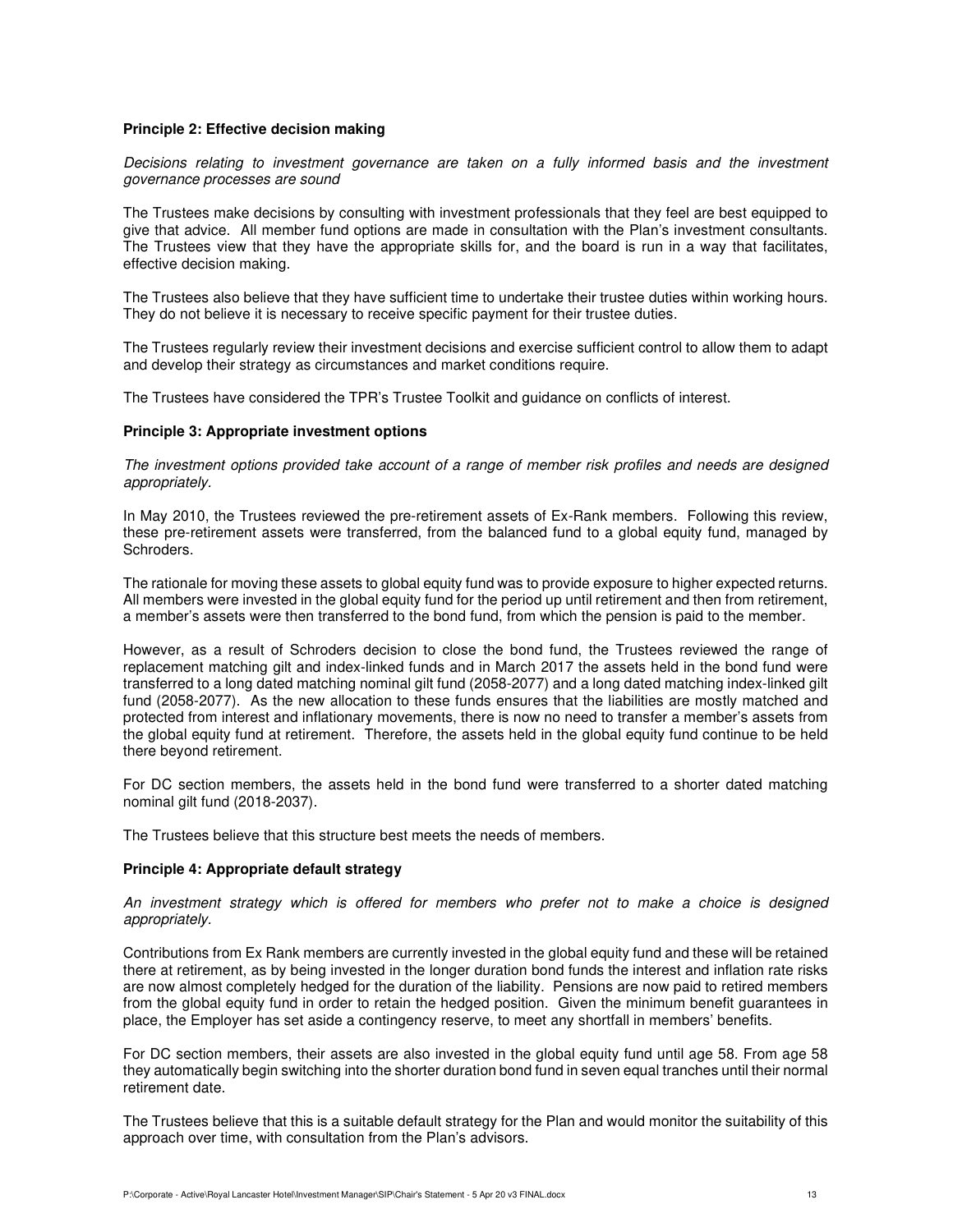**Principle 2: Effective decision making**

*Decisions relating to investment governance are taken on a fully informed basis and the investment governance processes are sound*

The Trustees make decisions by consulting with investment professionals that they feel are best equipped to give that advice. All member fund options are made in consultation with the Plan's investment consultants. The Trustees view that they have the appropriate skills for, and the board is run in a way that facilitates, effective decision making.

The Trustees also believe that they have sufficient time to undertake their trustee duties within working hours. They do not believe it is necessary to receive specific payment for their trustee duties.

The Trustees regularly review their investment decisions and exercise sufficient control to allow them to adapt and develop their strategy as circumstances and market conditions require.

The Trustees have considered the TPR's Trustee Toolkit and guidance on conflicts of interest.

**Principle 3: Appropriate investment options**

*The investment options provided take account of a range of member risk profiles and needs are designed appropriately.*

In May 2010, the Trustees reviewed the pre-retirement assets of Ex-Rank members. Following this review, these pre-retirement assets were transferred, from the balanced fund to a global equity fund, managed by Schroders.

The rationale for moving these assets to global equity fund was to provide exposure to higher expected returns. All members were invested in the global equity fund for the period up until retirement and then from retirement, a member's assets were then transferred to the bond fund, from which the pension is paid to the member.

However, as a result of Schroders decision to close the bond fund, the Trustees reviewed the range of replacement matching gilt and index-linked funds and in March 2017 the assets held in the bond fund were transferred to a long dated matching nominal gilt fund (2058-2077) and a long dated matching index-linked gilt fund (2058-2077). As the new allocation to these funds ensures that the liabilities are mostly matched and protected from interest and inflationary movements, there is now no need to transfer a member's assets from the global equity fund at retirement. Therefore, the assets held in the global equity fund continue to be held there beyond retirement.

For DC section members, the assets held in the bond fund were transferred to a shorter dated matching nominal gilt fund (2018-2037).

The Trustees believe that this structure best meets the needs of members.

**Principle 4: Appropriate default strategy**

*An investment strategy which is offered for members who prefer not to make a choice is designed appropriately.*

Contributions from Ex Rank members are currently invested in the global equity fund and these will be retained there at retirement, as by being invested in the longer duration bond funds the interest and inflation rate risks are now almost completely hedged for the duration of the liability. Pensions are now paid to retired members from the global equity fund in order to retain the hedged position. Given the minimum benefit guarantees in place, the Employer has set aside a contingency reserve, to meet any shortfall in members' benefits.

For DC section members, their assets are also invested in the global equity fund until age 58. From age 58 they automatically begin switching into the shorter duration bond fund in seven equal tranches until their normal retirement date.

The Trustees believe that this is a suitable default strategy for the Plan and would monitor the suitability of this approach over time, with consultation from the Plan's advisors.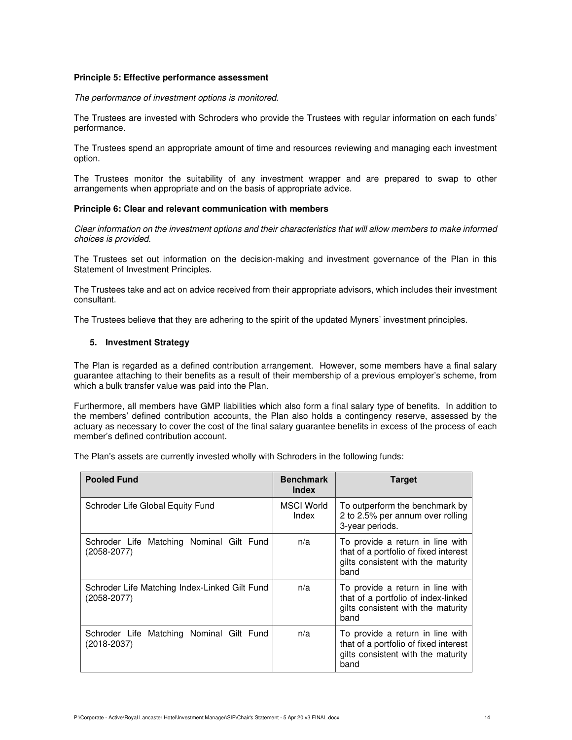**Principle 5: Effective performance assessment**

*The performance of investment options is monitored.*

The Trustees are invested with Schroders who provide the Trustees with regular information on each funds' performance.

The Trustees spend an appropriate amount of time and resources reviewing and managing each investment option.

The Trustees monitor the suitability of any investment wrapper and are prepared to swap to other arrangements when appropriate and on the basis of appropriate advice.

**Principle 6: Clear and relevant communication with members**

*Clear information on the investment options and their characteristics that will allow members to make informed choices is provided.*

The Trustees set out information on the decision-making and investment governance of the Plan in this Statement of Investment Principles.

The Trustees take and act on advice received from their appropriate advisors, which includes their investment consultant.

The Trustees believe that they are adhering to the spirit of the updated Myners' investment principles.

## 5. Investment Strategy

The Plan is regarded as a defined contribution arrangement. However, some members have a final salary guarantee attaching to their benefits as a result of their membership of a previous employer's scheme, from which a bulk transfer value was paid into the Plan.

Furthermore, all members have GMP liabilities which also form a final salary type of benefits. In addition to the members' defined contribution accounts, the Plan also holds a contingency reserve, assessed by the actuary as necessary to cover the cost of the final salary guarantee benefits in excess of the process of each member's defined contribution account.

The Plan's assets are currently invested wholly with Schroders in the following funds:

| Pooled Fund | Benchmark Index | Target |
|---|---|---|
| Schroder Life Global Equity Fund | MSCI World Index | To outperform the benchmark by 2 to 2.5% per annum over rolling 3-year periods. |
| Schroder Life Matching Nominal Gilt Fund (2058-2077) | n/a | To provide a return in line with that of a portfolio of fixed interest gilts consistent with the maturity band |
| Schroder Life Matching Index-Linked Gilt Fund (2058-2077) | n/a | To provide a return in line with that of a portfolio of index-linked gilts consistent with the maturity band |
| Schroder Life Matching Nominal Gilt Fund (2018-2037) | n/a | To provide a return in line with that of a portfolio of fixed interest gilts consistent with the maturity band |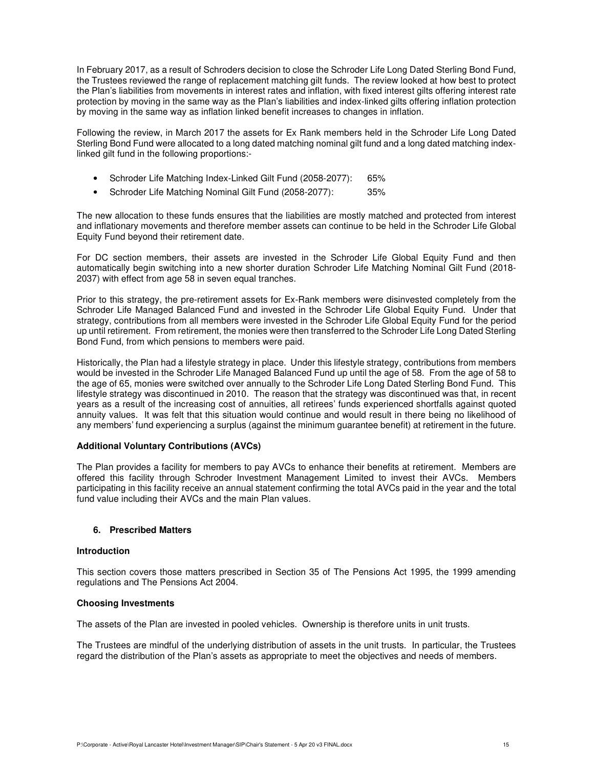In February 2017, as a result of Schroders decision to close the Schroder Life Long Dated Sterling Bond Fund, the Trustees reviewed the range of replacement matching gilt funds. The review looked at how best to protect the Plan's liabilities from movements in interest rates and inflation, with fixed interest gilts offering interest rate protection by moving in the same way as the Plan's liabilities and index-linked gilts offering inflation protection by moving in the same way as inflation linked benefit increases to changes in inflation.

Following the review, in March 2017 the assets for Ex Rank members held in the Schroder Life Long Dated Sterling Bond Fund were allocated to a long dated matching nominal gilt fund and a long dated matching index-linked gilt fund in the following proportions:-

- Schroder Life Matching Index-Linked Gilt Fund (2058-2077): 65%
- Schroder Life Matching Nominal Gilt Fund (2058-2077): 35%

The new allocation to these funds ensures that the liabilities are mostly matched and protected from interest and inflationary movements and therefore member assets can continue to be held in the Schroder Life Global Equity Fund beyond their retirement date.

For DC section members, their assets are invested in the Schroder Life Global Equity Fund and then automatically begin switching into a new shorter duration Schroder Life Matching Nominal Gilt Fund (2018-2037) with effect from age 58 in seven equal tranches.

Prior to this strategy, the pre-retirement assets for Ex-Rank members were disinvested completely from the Schroder Life Managed Balanced Fund and invested in the Schroder Life Global Equity Fund. Under that strategy, contributions from all members were invested in the Schroder Life Global Equity Fund for the period up until retirement. From retirement, the monies were then transferred to the Schroder Life Long Dated Sterling Bond Fund, from which pensions to members were paid.

Historically, the Plan had a lifestyle strategy in place. Under this lifestyle strategy, contributions from members would be invested in the Schroder Life Managed Balanced Fund up until the age of 58. From the age of 58 to the age of 65, monies were switched over annually to the Schroder Life Long Dated Sterling Bond Fund. This lifestyle strategy was discontinued in 2010. The reason that the strategy was discontinued was that, in recent years as a result of the increasing cost of annuities, all retirees' funds experienced shortfalls against quoted annuity values. It was felt that this situation would continue and would result in there being no likelihood of any members' fund experiencing a surplus (against the minimum guarantee benefit) at retirement in the future.

**Additional Voluntary Contributions (AVCs)**

The Plan provides a facility for members to pay AVCs to enhance their benefits at retirement. Members are offered this facility through Schroder Investment Management Limited to invest their AVCs. Members participating in this facility receive an annual statement confirming the total AVCs paid in the year and the total fund value including their AVCs and the main Plan values.

## 6. Prescribed Matters

**Introduction**

This section covers those matters prescribed in Section 35 of The Pensions Act 1995, the 1999 amending regulations and The Pensions Act 2004.

**Choosing Investments**

The assets of the Plan are invested in pooled vehicles. Ownership is therefore units in unit trusts.

The Trustees are mindful of the underlying distribution of assets in the unit trusts. In particular, the Trustees regard the distribution of the Plan's assets as appropriate to meet the objectives and needs of members.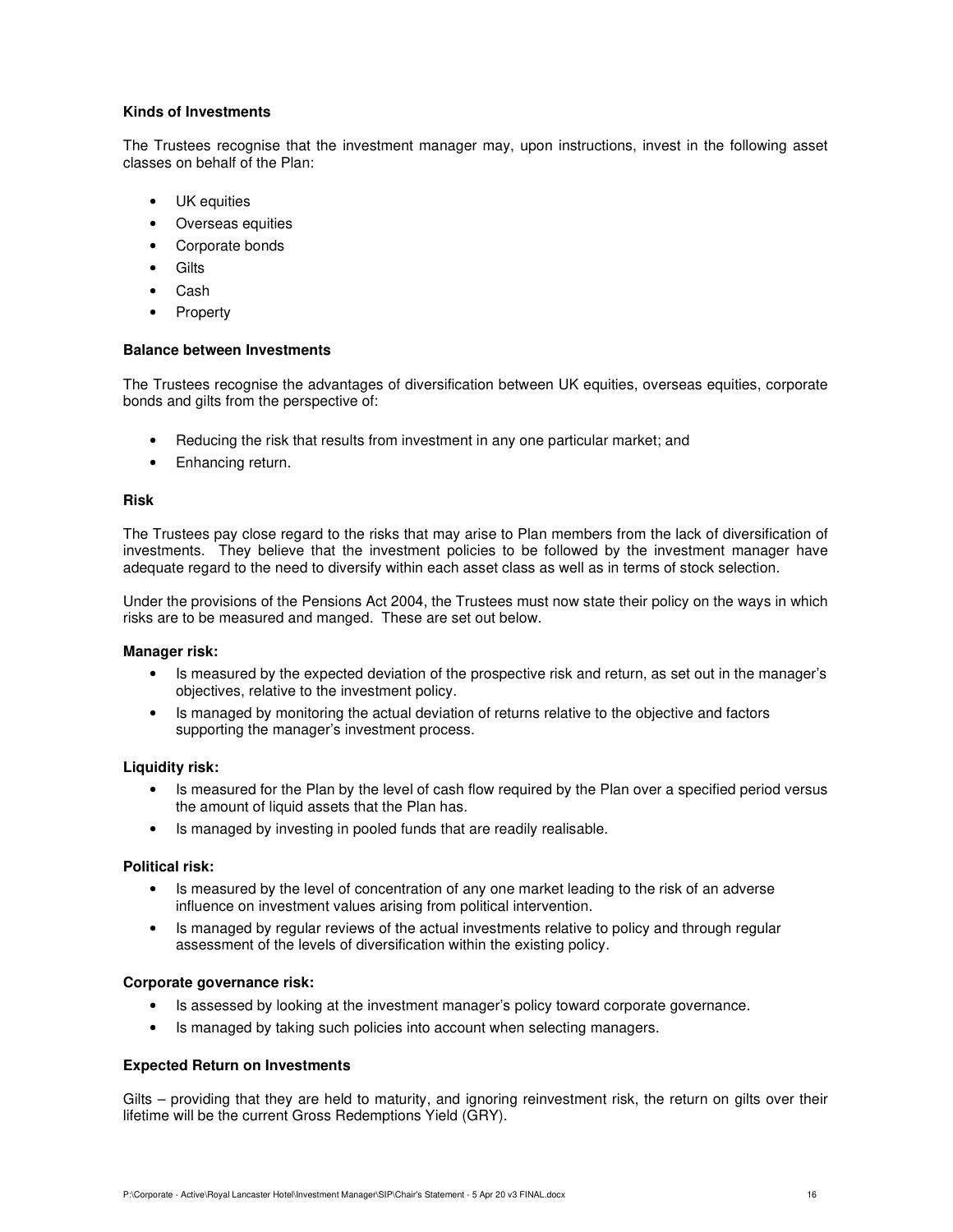**Kinds of Investments**

The Trustees recognise that the investment manager may, upon instructions, invest in the following asset classes on behalf of the Plan:

- UK equities
- Overseas equities
- Corporate bonds
- Gilts
- Cash
- Property

**Balance between Investments**

The Trustees recognise the advantages of diversification between UK equities, overseas equities, corporate bonds and gilts from the perspective of:

- Reducing the risk that results from investment in any one particular market; and
- Enhancing return.

**Risk**

The Trustees pay close regard to the risks that may arise to Plan members from the lack of diversification of investments. They believe that the investment policies to be followed by the investment manager have adequate regard to the need to diversify within each asset class as well as in terms of stock selection.

Under the provisions of the Pensions Act 2004, the Trustees must now state their policy on the ways in which risks are to be measured and manged. These are set out below.

**Manager risk:**

- Is measured by the expected deviation of the prospective risk and return, as set out in the manager's objectives, relative to the investment policy.
- Is managed by monitoring the actual deviation of returns relative to the objective and factors supporting the manager's investment process.

**Liquidity risk:**

- Is measured for the Plan by the level of cash flow required by the Plan over a specified period versus the amount of liquid assets that the Plan has.
- Is managed by investing in pooled funds that are readily realisable.

**Political risk:**

- Is measured by the level of concentration of any one market leading to the risk of an adverse influence on investment values arising from political intervention.
- Is managed by regular reviews of the actual investments relative to policy and through regular assessment of the levels of diversification within the existing policy.

**Corporate governance risk:**

- Is assessed by looking at the investment manager's policy toward corporate governance.
- Is managed by taking such policies into account when selecting managers.

**Expected Return on Investments**

Gilts – providing that they are held to maturity, and ignoring reinvestment risk, the return on gilts over their lifetime will be the current Gross Redemptions Yield (GRY).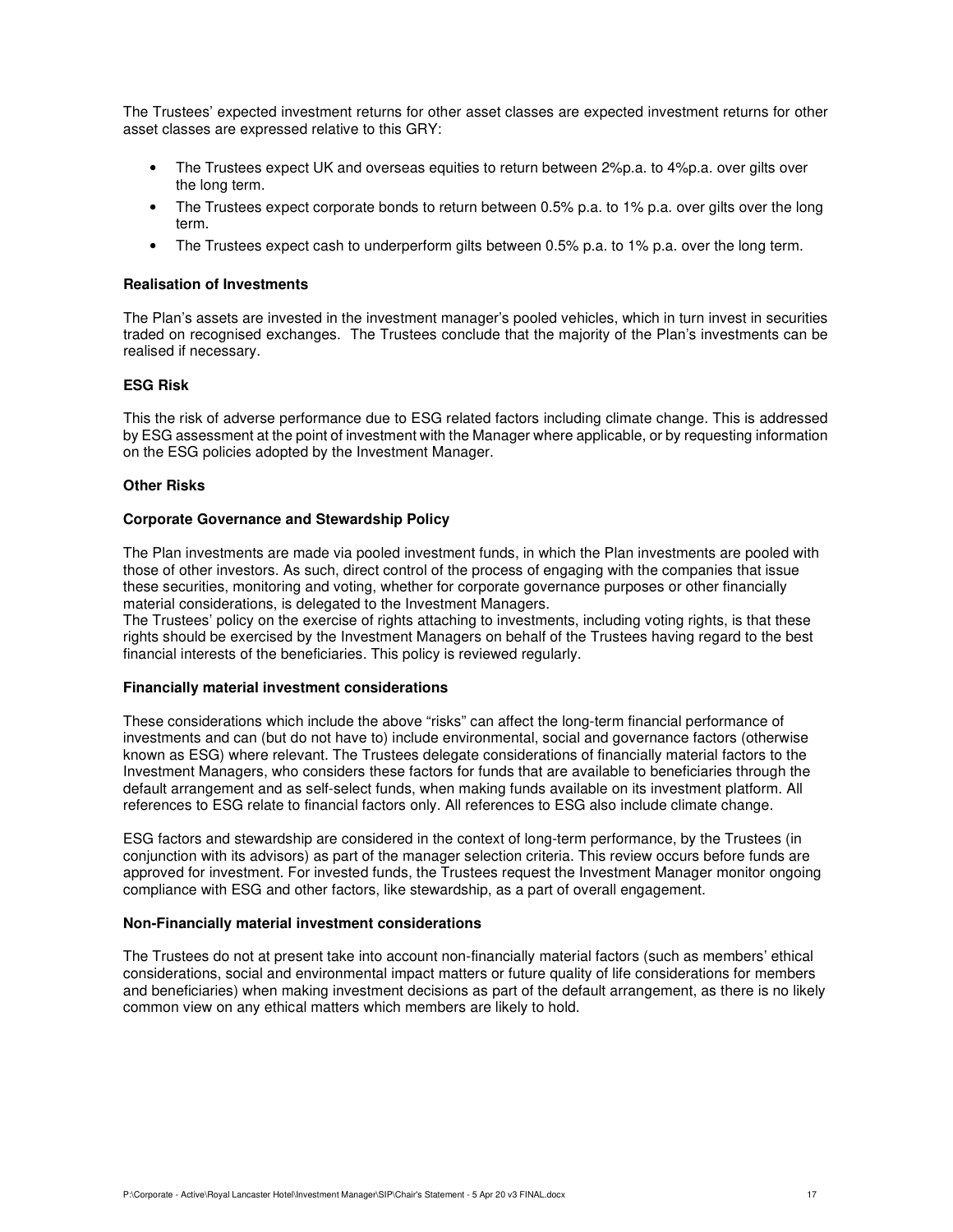The Trustees' expected investment returns for other asset classes are expected investment returns for other asset classes are expressed relative to this GRY:

- The Trustees expect UK and overseas equities to return between 2%p.a. to 4%p.a. over gilts over the long term.
- The Trustees expect corporate bonds to return between 0.5% p.a. to 1% p.a. over gilts over the long term.
- The Trustees expect cash to underperform gilts between 0.5% p.a. to 1% p.a. over the long term.

**Realisation of Investments**

The Plan's assets are invested in the investment manager's pooled vehicles, which in turn invest in securities traded on recognised exchanges. The Trustees conclude that the majority of the Plan's investments can be realised if necessary.

**ESG Risk**

This the risk of adverse performance due to ESG related factors including climate change. This is addressed by ESG assessment at the point of investment with the Manager where applicable, or by requesting information on the ESG policies adopted by the Investment Manager.

**Other Risks**

**Corporate Governance and Stewardship Policy**

The Plan investments are made via pooled investment funds, in which the Plan investments are pooled with those of other investors. As such, direct control of the process of engaging with the companies that issue these securities, monitoring and voting, whether for corporate governance purposes or other financially material considerations, is delegated to the Investment Managers.
The Trustees' policy on the exercise of rights attaching to investments, including voting rights, is that these rights should be exercised by the Investment Managers on behalf of the Trustees having regard to the best financial interests of the beneficiaries. This policy is reviewed regularly.

**Financially material investment considerations**

These considerations which include the above "risks" can affect the long-term financial performance of investments and can (but do not have to) include environmental, social and governance factors (otherwise known as ESG) where relevant. The Trustees delegate considerations of financially material factors to the Investment Managers, who considers these factors for funds that are available to beneficiaries through the default arrangement and as self-select funds, when making funds available on its investment platform. All references to ESG relate to financial factors only. All references to ESG also include climate change.

ESG factors and stewardship are considered in the context of long-term performance, by the Trustees (in conjunction with its advisors) as part of the manager selection criteria. This review occurs before funds are approved for investment. For invested funds, the Trustees request the Investment Manager monitor ongoing compliance with ESG and other factors, like stewardship, as a part of overall engagement.

**Non-Financially material investment considerations**

The Trustees do not at present take into account non-financially material factors (such as members' ethical considerations, social and environmental impact matters or future quality of life considerations for members and beneficiaries) when making investment decisions as part of the default arrangement, as there is no likely common view on any ethical matters which members are likely to hold.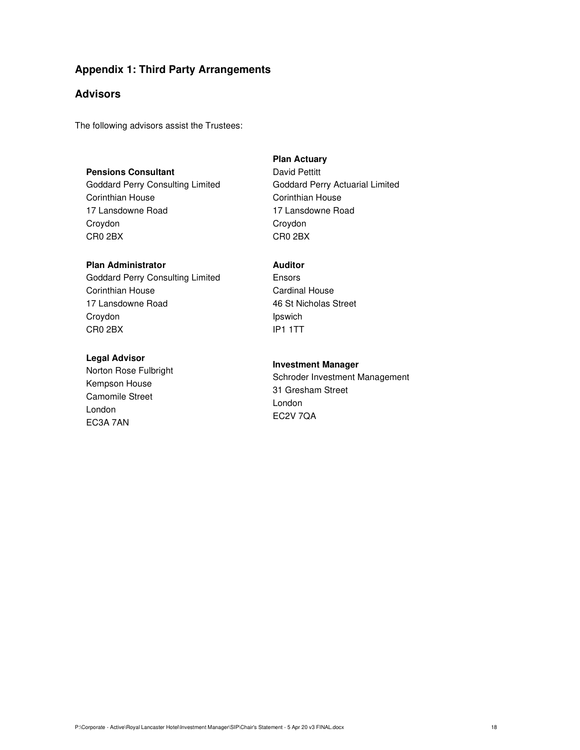## Appendix 1: Third Party Arrangements

## Advisors

The following advisors assist the Trustees:

**Pensions Consultant**
Goddard Perry Consulting Limited
Corinthian House
17 Lansdowne Road
Croydon
CR0 2BX

**Plan Actuary**
David Pettitt
Goddard Perry Actuarial Limited
Corinthian House
17 Lansdowne Road
Croydon
CR0 2BX

**Plan Administrator**
Goddard Perry Consulting Limited
Corinthian House
17 Lansdowne Road
Croydon
CR0 2BX

**Auditor**
Ensors
Cardinal House
46 St Nicholas Street
Ipswich
IP1 1TT

**Legal Advisor**
Norton Rose Fulbright
Kempson House
Camomile Street
London
EC3A 7AN

**Investment Manager**
Schroder Investment Management
31 Gresham Street
London
EC2V 7QA